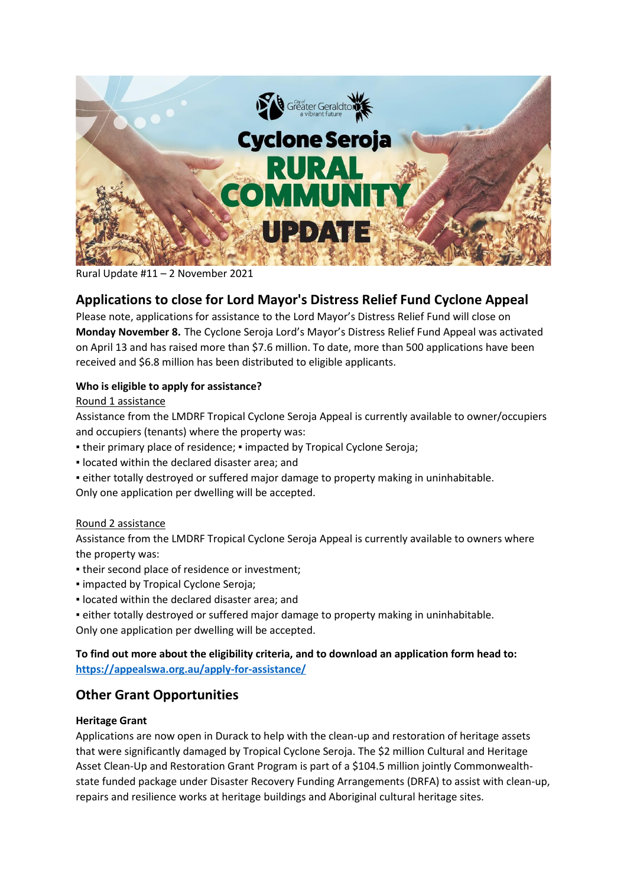Rural Update #11 – 2 November 2021

## Applications to close for Lord Mayor's Distress Relief Fund Cyclone Appeal

Please note, applications for assistance to the Lord Mayor's Distress Relief Fund will close on **Monday November 8.** The Cyclone Seroja Lord's Mayor's Distress Relief Fund Appeal was activated on April 13 and has raised more than $7.6 million. To date, more than 500 applications have been received and $6.8 million has been distributed to eligible applicants.

**Who is eligible to apply for assistance?**

Round 1 assistance

Assistance from the LMDRF Tropical Cyclone Seroja Appeal is currently available to owner/occupiers and occupiers (tenants) where the property was:

- their primary place of residence; ▪ impacted by Tropical Cyclone Seroja;
- located within the declared disaster area; and
- either totally destroyed or suffered major damage to property making in uninhabitable.

Only one application per dwelling will be accepted.

Round 2 assistance

Assistance from the LMDRF Tropical Cyclone Seroja Appeal is currently available to owners where the property was:

- their second place of residence or investment;
- impacted by Tropical Cyclone Seroja;
- located within the declared disaster area; and
- either totally destroyed or suffered major damage to property making in uninhabitable.

Only one application per dwelling will be accepted.

**To find out more about the eligibility criteria, and to download an application form head to:** **https://appealswa.org.au/apply-for-assistance/**

## Other Grant Opportunities

**Heritage Grant**

Applications are now open in Durack to help with the clean-up and restoration of heritage assets that were significantly damaged by Tropical Cyclone Seroja. The $2 million Cultural and Heritage Asset Clean-Up and Restoration Grant Program is part of a $104.5 million jointly Commonwealth-state funded package under Disaster Recovery Funding Arrangements (DRFA) to assist with clean-up, repairs and resilience works at heritage buildings and Aboriginal cultural heritage sites.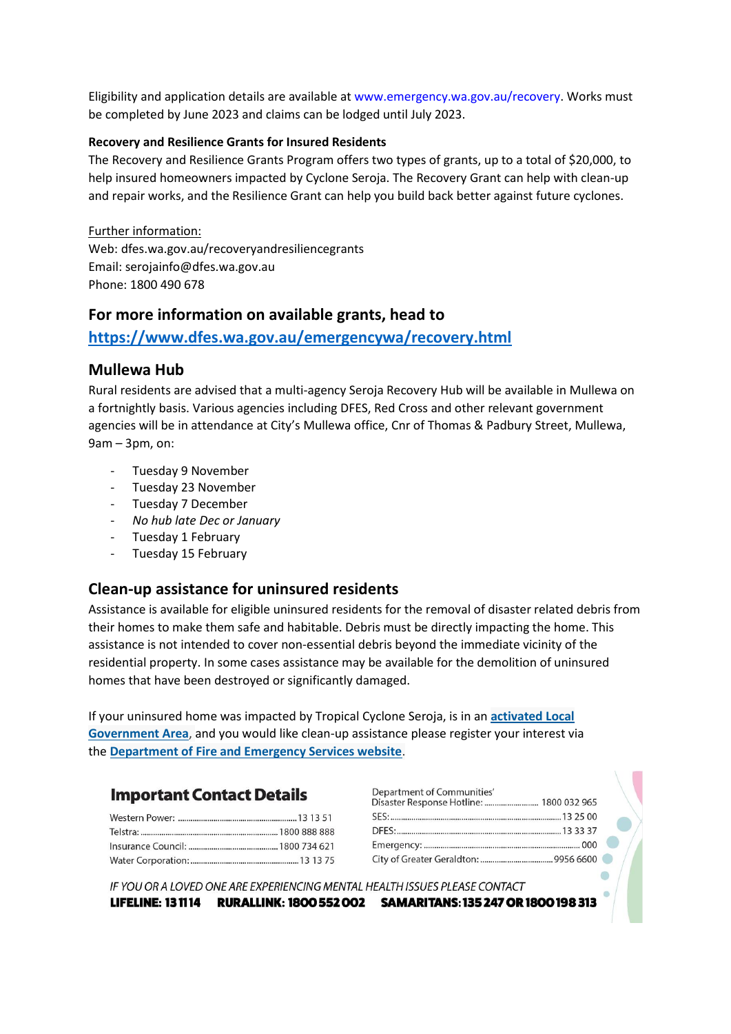Eligibility and application details are available at www.emergency.wa.gov.au/recovery. Works must be completed by June 2023 and claims can be lodged until July 2023.

**Recovery and Resilience Grants for Insured Residents**

The Recovery and Resilience Grants Program offers two types of grants, up to a total of $20,000, to help insured homeowners impacted by Cyclone Seroja. The Recovery Grant can help with clean-up and repair works, and the Resilience Grant can help you build back better against future cyclones.

Further information:
Web: dfes.wa.gov.au/recoveryandresiliencegrants
Email: serojainfo@dfes.wa.gov.au
Phone: 1800 490 678

## For more information on available grants, head to https://www.dfes.wa.gov.au/emergencywa/recovery.html

## Mullewa Hub

Rural residents are advised that a multi-agency Seroja Recovery Hub will be available in Mullewa on a fortnightly basis. Various agencies including DFES, Red Cross and other relevant government agencies will be in attendance at City's Mullewa office, Cnr of Thomas & Padbury Street, Mullewa, 9am – 3pm, on:

- Tuesday 9 November
- Tuesday 23 November
- Tuesday 7 December
- *No hub late Dec or January*
- Tuesday 1 February
- Tuesday 15 February

## Clean-up assistance for uninsured residents

Assistance is available for eligible uninsured residents for the removal of disaster related debris from their homes to make them safe and habitable. Debris must be directly impacting the home. This assistance is not intended to cover non-essential debris beyond the immediate vicinity of the residential property. In some cases assistance may be available for the demolition of uninsured homes that have been destroyed or significantly damaged.

If your uninsured home was impacted by Tropical Cyclone Seroja, is in an **activated Local Government Area**, and you would like clean-up assistance please register your interest via the **Department of Fire and Emergency Services website**.

## Important Contact Details

Western Power: 13 13 51
Telstra: 1800 888 888
Insurance Council: 1800 734 621
Water Corporation: 13 13 75
Department of Communities' Disaster Response Hotline: 1800 032 965
SES: 13 25 00
DFES: 13 33 37
Emergency: 000
City of Greater Geraldton: 9956 6600

*IF YOU OR A LOVED ONE ARE EXPERIENCING MENTAL HEALTH ISSUES PLEASE CONTACT*
**LIFELINE: 13 11 14 RURALLINK: 1800 552 002 SAMARITANS: 135 247 OR 1800 198 313**